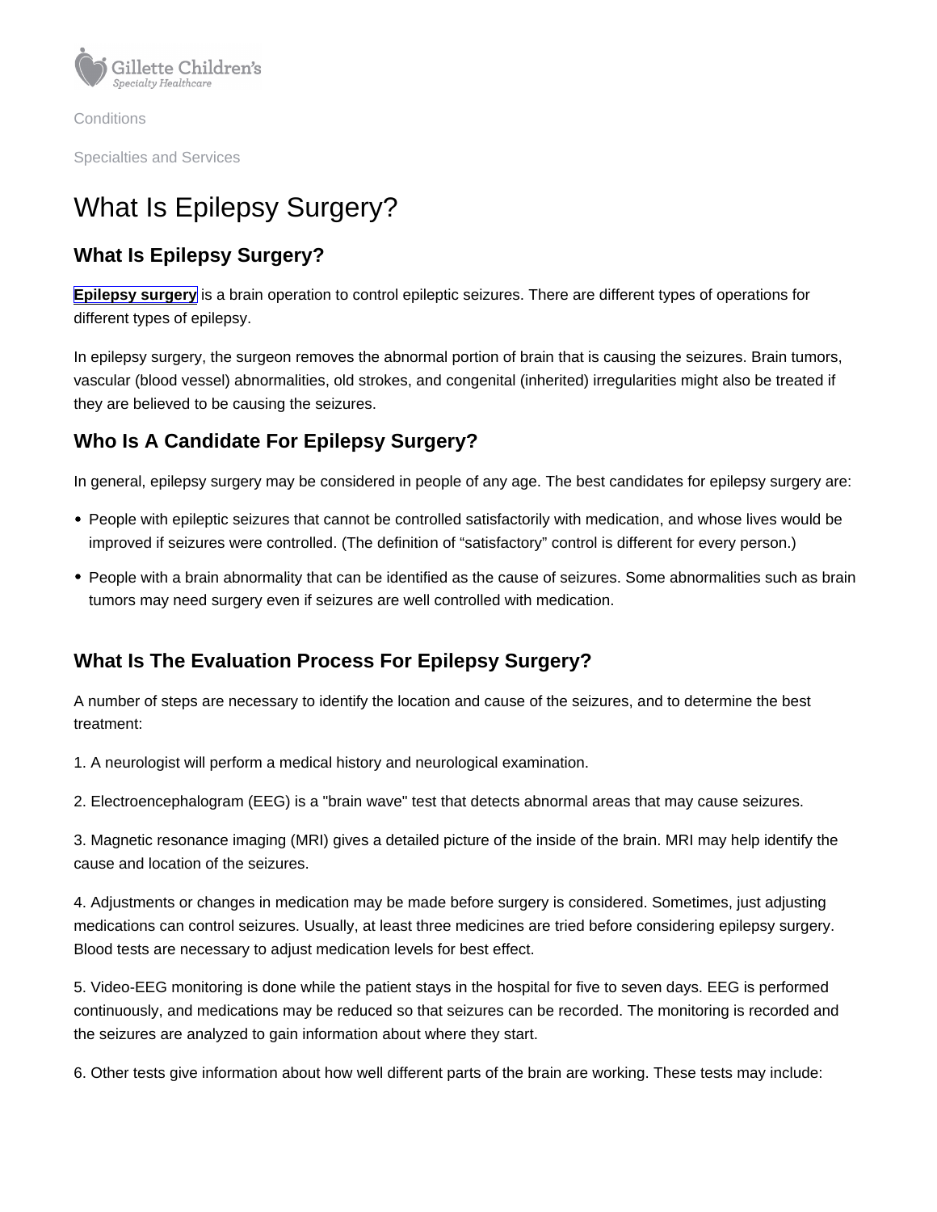Conditions

Specialties and Services

# What Is Epilepsy Surgery?

## What Is Epilepsy Surgery?

**Epilepsy surgery** is a brain operation to control epileptic seizures. There are different types of operations for different types of epilepsy.

In epilepsy surgery, the surgeon removes the abnormal portion of brain that is causing the seizures. Brain tumors, vascular (blood vessel) abnormalities, old strokes, and congenital (inherited) irregularities might also be treated if they are believed to be causing the seizures.

## Who Is A Candidate For Epilepsy Surgery?

In general, epilepsy surgery may be considered in people of any age. The best candidates for epilepsy surgery are:

- People with epileptic seizures that cannot be controlled satisfactorily with medication, and whose lives would be improved if seizures were controlled. (The definition of “satisfactory” control is different for every person.)
- People with a brain abnormality that can be identified as the cause of seizures. Some abnormalities such as brain tumors may need surgery even if seizures are well controlled with medication.

## What Is The Evaluation Process For Epilepsy Surgery?

A number of steps are necessary to identify the location and cause of the seizures, and to determine the best treatment:

1. A neurologist will perform a medical history and neurological examination.

2. Electroencephalogram (EEG) is a "brain wave" test that detects abnormal areas that may cause seizures.

3. Magnetic resonance imaging (MRI) gives a detailed picture of the inside of the brain. MRI may help identify the cause and location of the seizures.

4. Adjustments or changes in medication may be made before surgery is considered. Sometimes, just adjusting medications can control seizures. Usually, at least three medicines are tried before considering epilepsy surgery. Blood tests are necessary to adjust medication levels for best effect.

5. Video-EEG monitoring is done while the patient stays in the hospital for five to seven days. EEG is performed continuously, and medications may be reduced so that seizures can be recorded. The monitoring is recorded and the seizures are analyzed to gain information about where they start.

6. Other tests give information about how well different parts of the brain are working. These tests may include: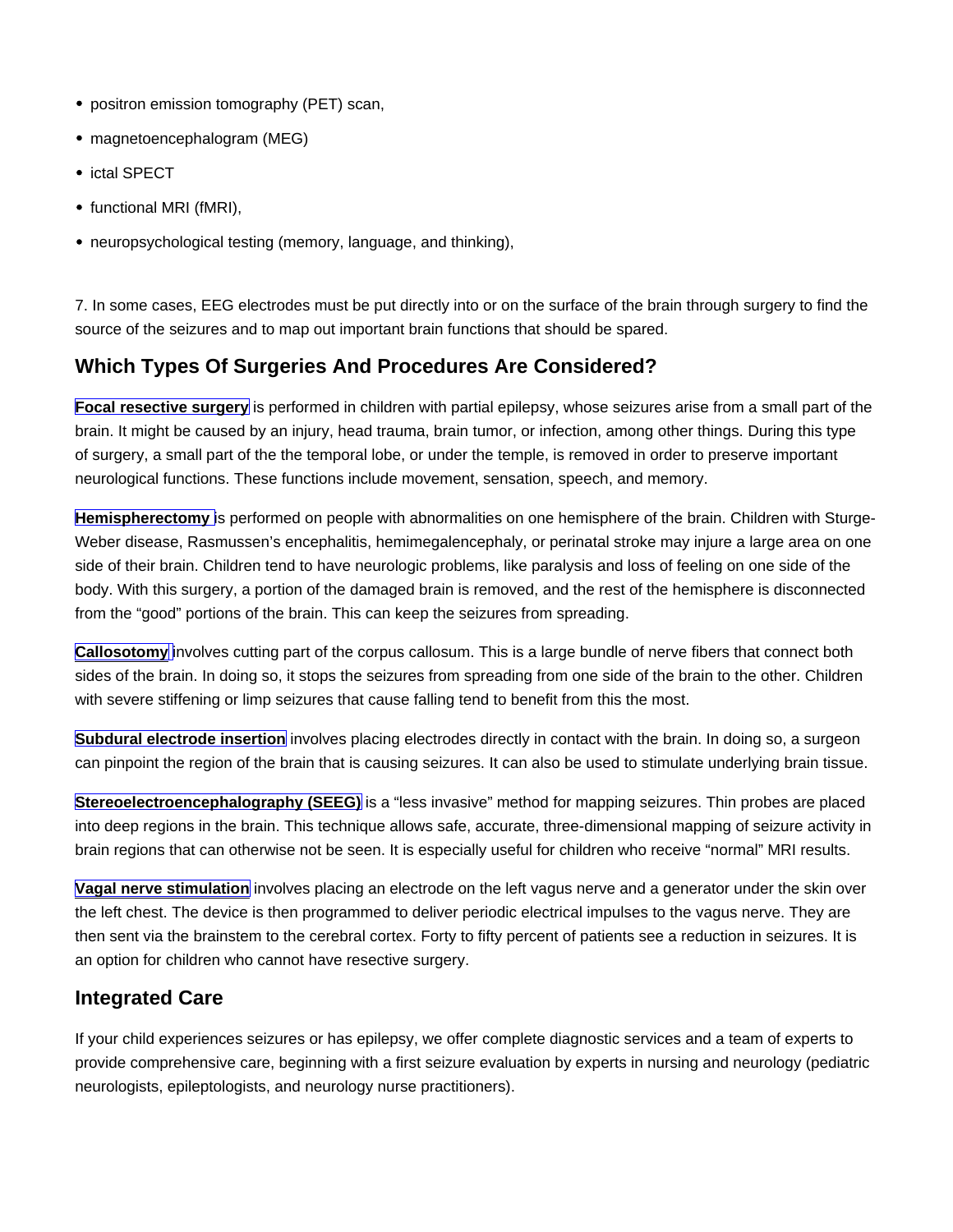- positron emission tomography (PET) scan,
- magnetoencephalogram (MEG)
- ictal SPECT
- functional MRI (fMRI),
- neuropsychological testing (memory, language, and thinking),

7. In some cases, EEG electrodes must be put directly into or on the surface of the brain through surgery to find the source of the seizures and to map out important brain functions that should be spared.

## Which Types Of Surgeries And Procedures Are Considered?

**Focal resective surgery** is performed in children with partial epilepsy, whose seizures arise from a small part of the brain. It might be caused by an injury, head trauma, brain tumor, or infection, among other things. During this type of surgery, a small part of the the temporal lobe, or under the temple, is removed in order to preserve important neurological functions. These functions include movement, sensation, speech, and memory.

**Hemispherectomy** is performed on people with abnormalities on one hemisphere of the brain. Children with Sturge-Weber disease, Rasmussen's encephalitis, hemimegalencephaly, or perinatal stroke may injure a large area on one side of their brain. Children tend to have neurologic problems, like paralysis and loss of feeling on one side of the body. With this surgery, a portion of the damaged brain is removed, and the rest of the hemisphere is disconnected from the "good" portions of the brain. This can keep the seizures from spreading.

**Callosotomy** involves cutting part of the corpus callosum. This is a large bundle of nerve fibers that connect both sides of the brain. In doing so, it stops the seizures from spreading from one side of the brain to the other. Children with severe stiffening or limp seizures that cause falling tend to benefit from this the most.

**Subdural electrode insertion** involves placing electrodes directly in contact with the brain. In doing so, a surgeon can pinpoint the region of the brain that is causing seizures. It can also be used to stimulate underlying brain tissue.

**Stereoelectroencephalography (SEEG)** is a "less invasive" method for mapping seizures. Thin probes are placed into deep regions in the brain. This technique allows safe, accurate, three-dimensional mapping of seizure activity in brain regions that can otherwise not be seen. It is especially useful for children who receive "normal" MRI results.

**Vagal nerve stimulation** involves placing an electrode on the left vagus nerve and a generator under the skin over the left chest. The device is then programmed to deliver periodic electrical impulses to the vagus nerve. They are then sent via the brainstem to the cerebral cortex. Forty to fifty percent of patients see a reduction in seizures. It is an option for children who cannot have resective surgery.

## Integrated Care

If your child experiences seizures or has epilepsy, we offer complete diagnostic services and a team of experts to provide comprehensive care, beginning with a first seizure evaluation by experts in nursing and neurology (pediatric neurologists, epileptologists, and neurology nurse practitioners).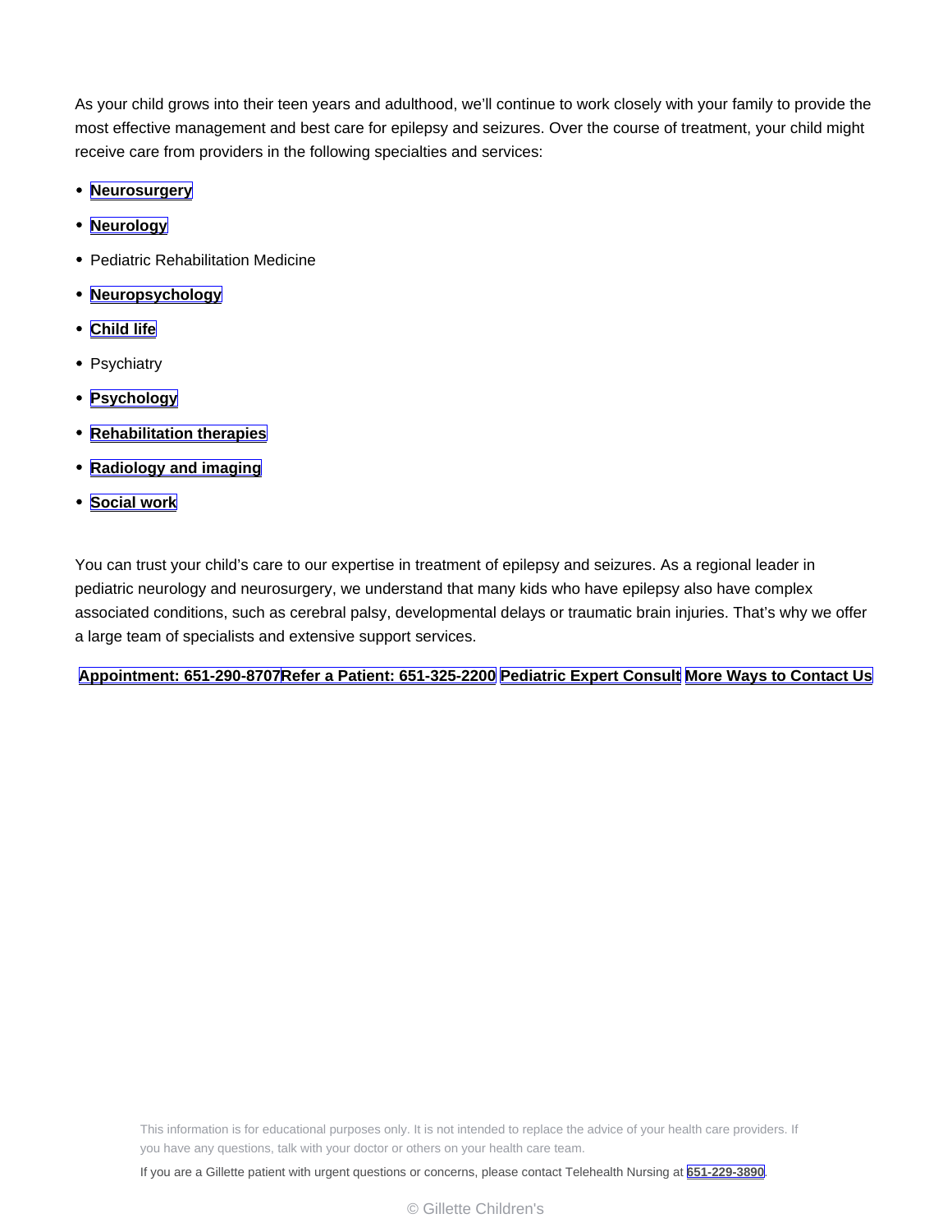As your child grows into their teen years and adulthood, we'll continue to work closely with your family to provide the most effective management and best care for epilepsy and seizures. Over the course of treatment, your child might receive care from providers in the following specialties and services:

- **Neurosurgery**
- **Neurology**
- Pediatric Rehabilitation Medicine
- **Neuropsychology**
- **Child life**
- Psychiatry
- **Psychology**
- **Rehabilitation therapies**
- **Radiology and imaging**
- **Social work**

You can trust your child's care to our expertise in treatment of epilepsy and seizures. As a regional leader in pediatric neurology and neurosurgery, we understand that many kids who have epilepsy also have complex associated conditions, such as cerebral palsy, developmental delays or traumatic brain injuries. That's why we offer a large team of specialists and extensive support services.

**Appointment: 651-290-8707** **Refer a Patient: 651-325-2200** **Pediatric Expert Consult** **More Ways to Contact Us**

This information is for educational purposes only. It is not intended to replace the advice of your health care providers. If you have any questions, talk with your doctor or others on your health care team.

If you are a Gillette patient with urgent questions or concerns, please contact Telehealth Nursing at **651-229-3890**.

© Gillette Children's